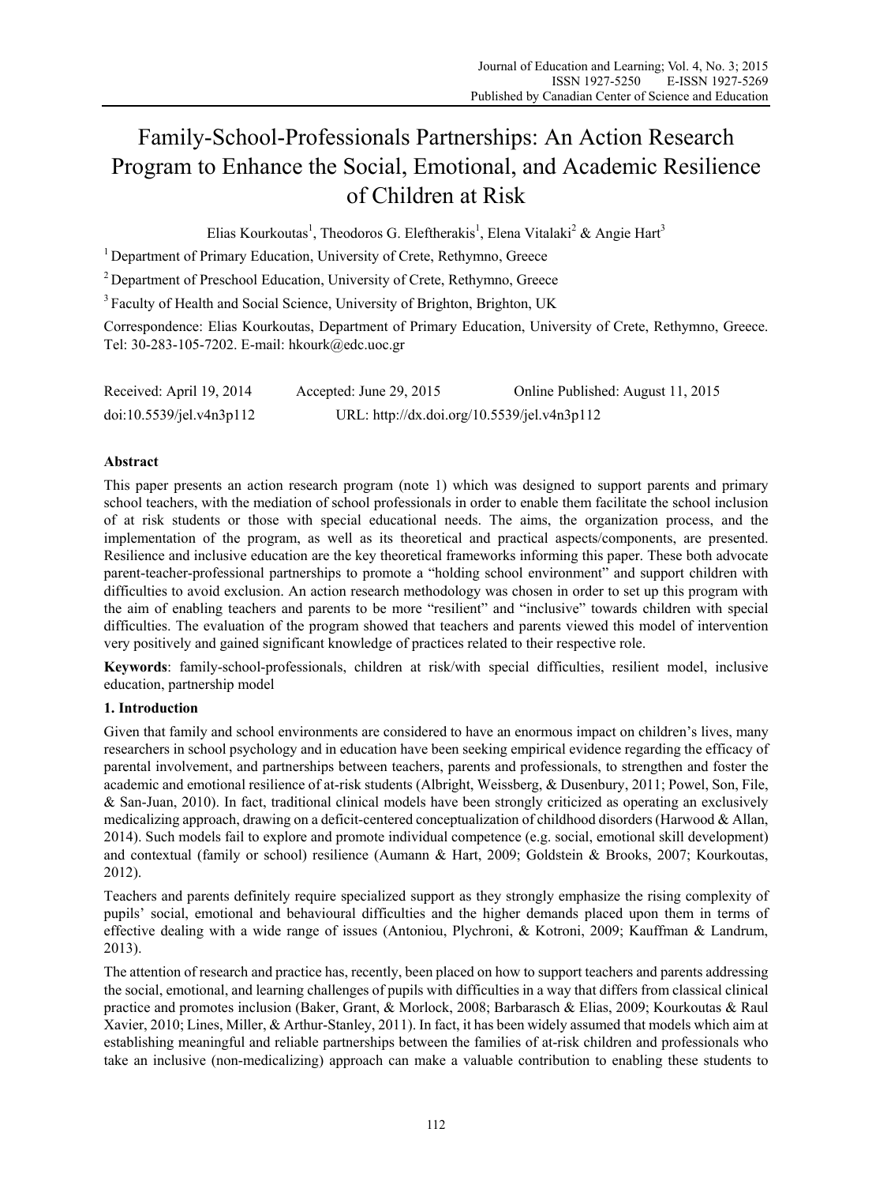# Family-School-Professionals Partnerships: An Action Research Program to Enhance the Social, Emotional, and Academic Resilience of Children at Risk

Elias Kourkoutas[1], Theodoros G. Eleftherakis[1], Elena Vitalaki[2] & Angie Hart[3]

[1] Department of Primary Education, University of Crete, Rethymno, Greece

[2] Department of Preschool Education, University of Crete, Rethymno, Greece

[3] Faculty of Health and Social Science, University of Brighton, Brighton, UK

Correspondence: Elias Kourkoutas, Department of Primary Education, University of Crete, Rethymno, Greece. Tel: 30-283-105-7202. E-mail: hkourk@edc.uoc.gr

Received: April 19, 2014 Accepted: June 29, 2015 Online Published: August 11, 2015

doi:10.5539/jel.v4n3p112 URL: http://dx.doi.org/10.5539/jel.v4n3p112

## Abstract

This paper presents an action research program (note 1) which was designed to support parents and primary school teachers, with the mediation of school professionals in order to enable them facilitate the school inclusion of at risk students or those with special educational needs. The aims, the organization process, and the implementation of the program, as well as its theoretical and practical aspects/components, are presented. Resilience and inclusive education are the key theoretical frameworks informing this paper. These both advocate parent-teacher-professional partnerships to promote a "holding school environment" and support children with difficulties to avoid exclusion. An action research methodology was chosen in order to set up this program with the aim of enabling teachers and parents to be more "resilient" and "inclusive" towards children with special difficulties. The evaluation of the program showed that teachers and parents viewed this model of intervention very positively and gained significant knowledge of practices related to their respective role.

**Keywords**: family-school-professionals, children at risk/with special difficulties, resilient model, inclusive education, partnership model

## 1. Introduction

Given that family and school environments are considered to have an enormous impact on children's lives, many researchers in school psychology and in education have been seeking empirical evidence regarding the efficacy of parental involvement, and partnerships between teachers, parents and professionals, to strengthen and foster the academic and emotional resilience of at-risk students (Albright, Weissberg, & Dusenbury, 2011; Powel, Son, File, & San-Juan, 2010). In fact, traditional clinical models have been strongly criticized as operating an exclusively medicalizing approach, drawing on a deficit-centered conceptualization of childhood disorders (Harwood & Allan, 2014). Such models fail to explore and promote individual competence (e.g. social, emotional skill development) and contextual (family or school) resilience (Aumann & Hart, 2009; Goldstein & Brooks, 2007; Kourkoutas, 2012).

Teachers and parents definitely require specialized support as they strongly emphasize the rising complexity of pupils' social, emotional and behavioural difficulties and the higher demands placed upon them in terms of effective dealing with a wide range of issues (Antoniou, Plychroni, & Kotroni, 2009; Kauffman & Landrum, 2013).

The attention of research and practice has, recently, been placed on how to support teachers and parents addressing the social, emotional, and learning challenges of pupils with difficulties in a way that differs from classical clinical practice and promotes inclusion (Baker, Grant, & Morlock, 2008; Barbarasch & Elias, 2009; Kourkoutas & Raul Xavier, 2010; Lines, Miller, & Arthur-Stanley, 2011). In fact, it has been widely assumed that models which aim at establishing meaningful and reliable partnerships between the families of at-risk children and professionals who take an inclusive (non-medicalizing) approach can make a valuable contribution to enabling these students to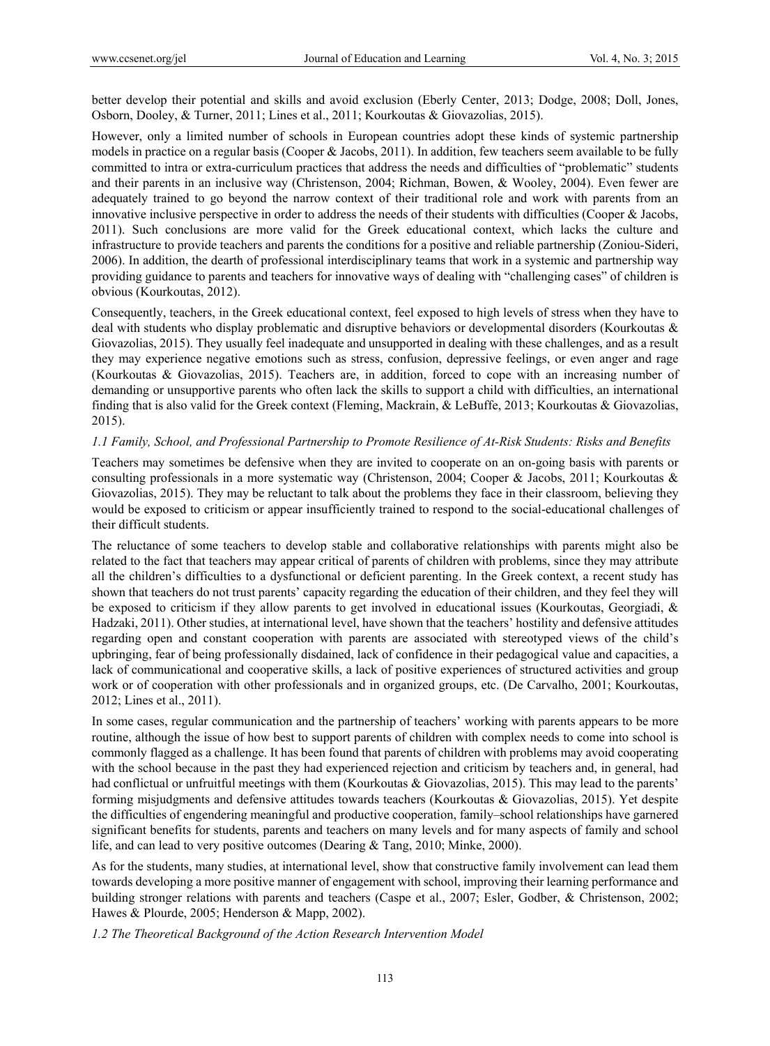better develop their potential and skills and avoid exclusion (Eberly Center, 2013; Dodge, 2008; Doll, Jones, Osborn, Dooley, & Turner, 2011; Lines et al., 2011; Kourkoutas & Giovazolias, 2015).

However, only a limited number of schools in European countries adopt these kinds of systemic partnership models in practice on a regular basis (Cooper & Jacobs, 2011). In addition, few teachers seem available to be fully committed to intra or extra-curriculum practices that address the needs and difficulties of "problematic" students and their parents in an inclusive way (Christenson, 2004; Richman, Bowen, & Wooley, 2004). Even fewer are adequately trained to go beyond the narrow context of their traditional role and work with parents from an innovative inclusive perspective in order to address the needs of their students with difficulties (Cooper & Jacobs, 2011). Such conclusions are more valid for the Greek educational context, which lacks the culture and infrastructure to provide teachers and parents the conditions for a positive and reliable partnership (Zoniou-Sideri, 2006). In addition, the dearth of professional interdisciplinary teams that work in a systemic and partnership way providing guidance to parents and teachers for innovative ways of dealing with "challenging cases" of children is obvious (Kourkoutas, 2012).

Consequently, teachers, in the Greek educational context, feel exposed to high levels of stress when they have to deal with students who display problematic and disruptive behaviors or developmental disorders (Kourkoutas & Giovazolias, 2015). They usually feel inadequate and unsupported in dealing with these challenges, and as a result they may experience negative emotions such as stress, confusion, depressive feelings, or even anger and rage (Kourkoutas & Giovazolias, 2015). Teachers are, in addition, forced to cope with an increasing number of demanding or unsupportive parents who often lack the skills to support a child with difficulties, an international finding that is also valid for the Greek context (Fleming, Mackrain, & LeBuffe, 2013; Kourkoutas & Giovazolias, 2015).

### *1.1 Family, School, and Professional Partnership to Promote Resilience of At-Risk Students: Risks and Benefits*

Teachers may sometimes be defensive when they are invited to cooperate on an on-going basis with parents or consulting professionals in a more systematic way (Christenson, 2004; Cooper & Jacobs, 2011; Kourkoutas & Giovazolias, 2015). They may be reluctant to talk about the problems they face in their classroom, believing they would be exposed to criticism or appear insufficiently trained to respond to the social-educational challenges of their difficult students.

The reluctance of some teachers to develop stable and collaborative relationships with parents might also be related to the fact that teachers may appear critical of parents of children with problems, since they may attribute all the children's difficulties to a dysfunctional or deficient parenting. In the Greek context, a recent study has shown that teachers do not trust parents' capacity regarding the education of their children, and they feel they will be exposed to criticism if they allow parents to get involved in educational issues (Kourkoutas, Georgiadi, & Hadzaki, 2011). Other studies, at international level, have shown that the teachers' hostility and defensive attitudes regarding open and constant cooperation with parents are associated with stereotyped views of the child's upbringing, fear of being professionally disdained, lack of confidence in their pedagogical value and capacities, a lack of communicational and cooperative skills, a lack of positive experiences of structured activities and group work or of cooperation with other professionals and in organized groups, etc. (De Carvalho, 2001; Kourkoutas, 2012; Lines et al., 2011).

In some cases, regular communication and the partnership of teachers' working with parents appears to be more routine, although the issue of how best to support parents of children with complex needs to come into school is commonly flagged as a challenge. It has been found that parents of children with problems may avoid cooperating with the school because in the past they had experienced rejection and criticism by teachers and, in general, had had conflictual or unfruitful meetings with them (Kourkoutas & Giovazolias, 2015). This may lead to the parents' forming misjudgments and defensive attitudes towards teachers (Kourkoutas & Giovazolias, 2015). Yet despite the difficulties of engendering meaningful and productive cooperation, family–school relationships have garnered significant benefits for students, parents and teachers on many levels and for many aspects of family and school life, and can lead to very positive outcomes (Dearing & Tang, 2010; Minke, 2000).

As for the students, many studies, at international level, show that constructive family involvement can lead them towards developing a more positive manner of engagement with school, improving their learning performance and building stronger relations with parents and teachers (Caspe et al., 2007; Esler, Godber, & Christenson, 2002; Hawes & Plourde, 2005; Henderson & Mapp, 2002).

### *1.2 The Theoretical Background of the Action Research Intervention Model*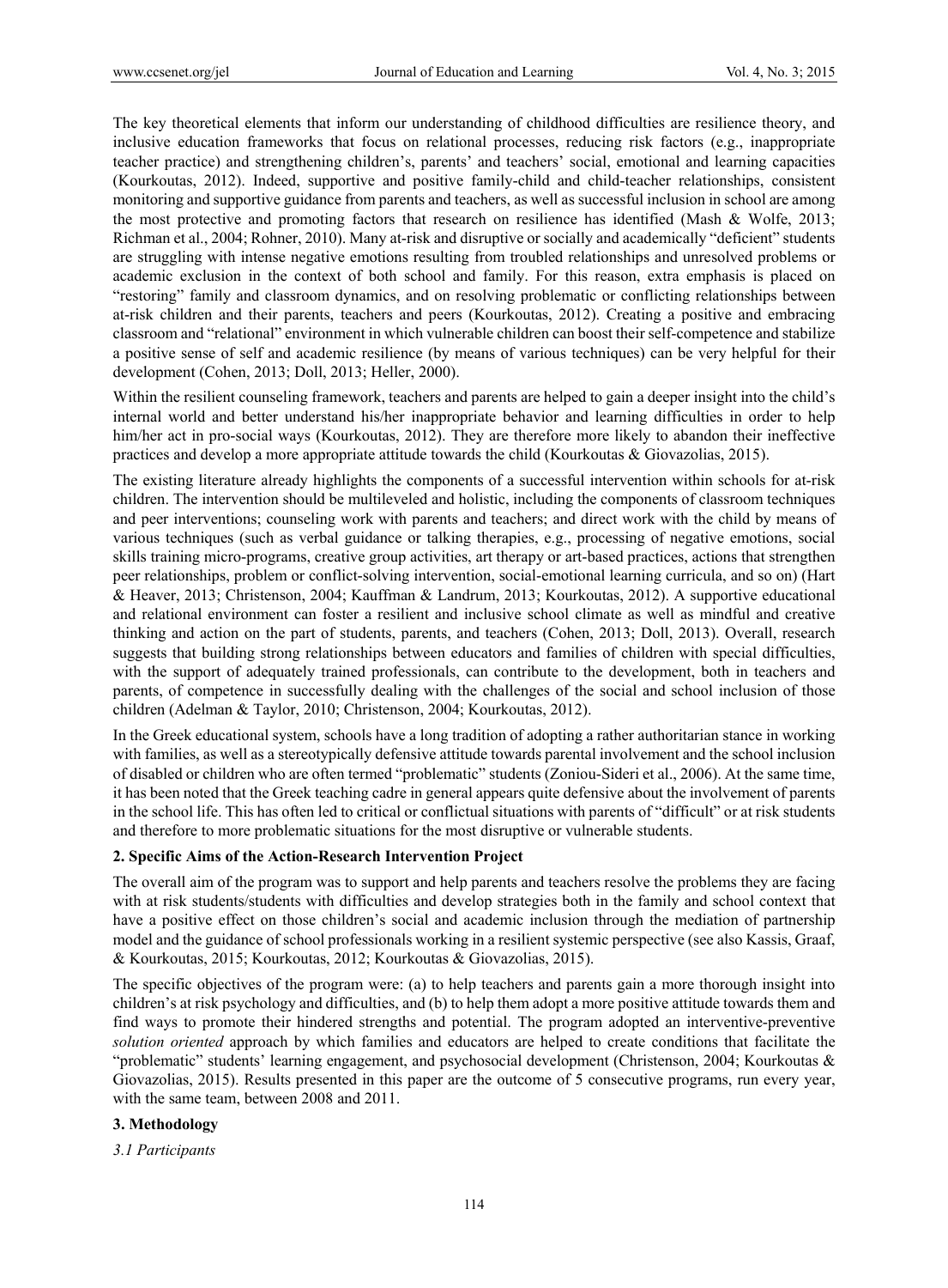The key theoretical elements that inform our understanding of childhood difficulties are resilience theory, and inclusive education frameworks that focus on relational processes, reducing risk factors (e.g., inappropriate teacher practice) and strengthening children's, parents' and teachers' social, emotional and learning capacities (Kourkoutas, 2012). Indeed, supportive and positive family-child and child-teacher relationships, consistent monitoring and supportive guidance from parents and teachers, as well as successful inclusion in school are among the most protective and promoting factors that research on resilience has identified (Mash & Wolfe, 2013; Richman et al., 2004; Rohner, 2010). Many at-risk and disruptive or socially and academically "deficient" students are struggling with intense negative emotions resulting from troubled relationships and unresolved problems or academic exclusion in the context of both school and family. For this reason, extra emphasis is placed on "restoring" family and classroom dynamics, and on resolving problematic or conflicting relationships between at-risk children and their parents, teachers and peers (Kourkoutas, 2012). Creating a positive and embracing classroom and "relational" environment in which vulnerable children can boost their self-competence and stabilize a positive sense of self and academic resilience (by means of various techniques) can be very helpful for their development (Cohen, 2013; Doll, 2013; Heller, 2000).

Within the resilient counseling framework, teachers and parents are helped to gain a deeper insight into the child's internal world and better understand his/her inappropriate behavior and learning difficulties in order to help him/her act in pro-social ways (Kourkoutas, 2012). They are therefore more likely to abandon their ineffective practices and develop a more appropriate attitude towards the child (Kourkoutas & Giovazolias, 2015).

The existing literature already highlights the components of a successful intervention within schools for at-risk children. The intervention should be multileveled and holistic, including the components of classroom techniques and peer interventions; counseling work with parents and teachers; and direct work with the child by means of various techniques (such as verbal guidance or talking therapies, e.g., processing of negative emotions, social skills training micro-programs, creative group activities, art therapy or art-based practices, actions that strengthen peer relationships, problem or conflict-solving intervention, social-emotional learning curricula, and so on) (Hart & Heaver, 2013; Christenson, 2004; Kauffman & Landrum, 2013; Kourkoutas, 2012). A supportive educational and relational environment can foster a resilient and inclusive school climate as well as mindful and creative thinking and action on the part of students, parents, and teachers (Cohen, 2013; Doll, 2013). Overall, research suggests that building strong relationships between educators and families of children with special difficulties, with the support of adequately trained professionals, can contribute to the development, both in teachers and parents, of competence in successfully dealing with the challenges of the social and school inclusion of those children (Adelman & Taylor, 2010; Christenson, 2004; Kourkoutas, 2012).

In the Greek educational system, schools have a long tradition of adopting a rather authoritarian stance in working with families, as well as a stereotypically defensive attitude towards parental involvement and the school inclusion of disabled or children who are often termed "problematic" students (Zoniou-Sideri et al., 2006). At the same time, it has been noted that the Greek teaching cadre in general appears quite defensive about the involvement of parents in the school life. This has often led to critical or conflictual situations with parents of "difficult" or at risk students and therefore to more problematic situations for the most disruptive or vulnerable students.

## 2. Specific Aims of the Action-Research Intervention Project

The overall aim of the program was to support and help parents and teachers resolve the problems they are facing with at risk students/students with difficulties and develop strategies both in the family and school context that have a positive effect on those children's social and academic inclusion through the mediation of partnership model and the guidance of school professionals working in a resilient systemic perspective (see also Kassis, Graaf, & Kourkoutas, 2015; Kourkoutas, 2012; Kourkoutas & Giovazolias, 2015).

The specific objectives of the program were: (a) to help teachers and parents gain a more thorough insight into children's at risk psychology and difficulties, and (b) to help them adopt a more positive attitude towards them and find ways to promote their hindered strengths and potential. The program adopted an interventive-preventive *solution oriented* approach by which families and educators are helped to create conditions that facilitate the "problematic" students' learning engagement, and psychosocial development (Christenson, 2004; Kourkoutas & Giovazolias, 2015). Results presented in this paper are the outcome of 5 consecutive programs, run every year, with the same team, between 2008 and 2011.

## 3. Methodology

### *3.1 Participants*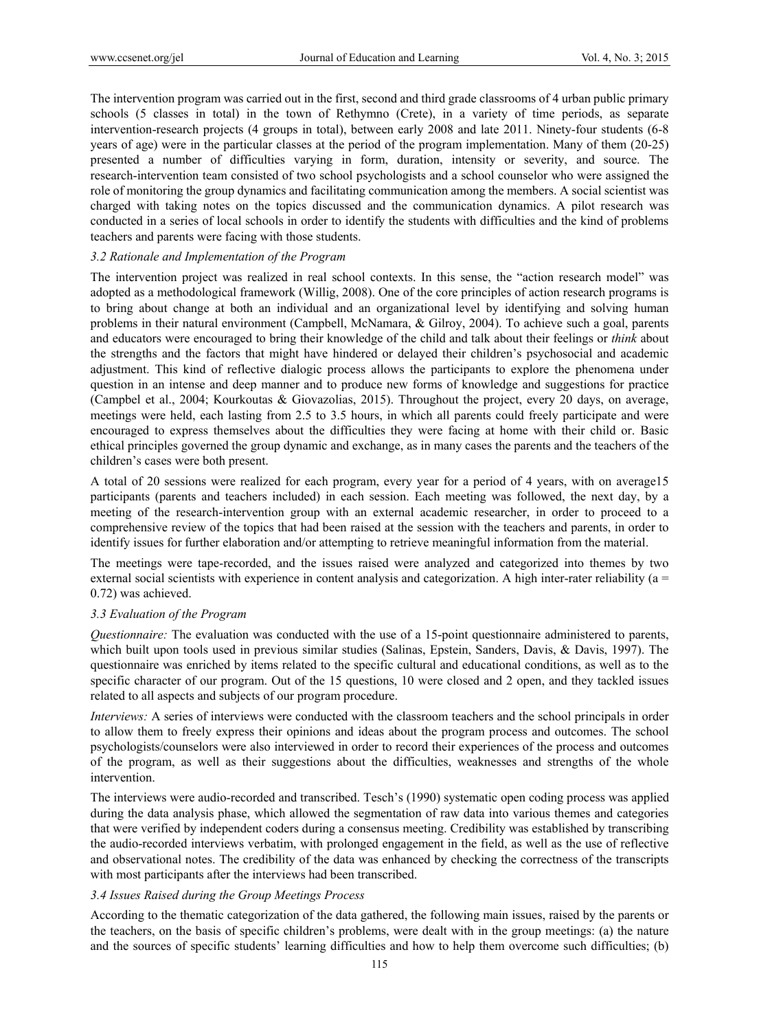The intervention program was carried out in the first, second and third grade classrooms of 4 urban public primary schools (5 classes in total) in the town of Rethymno (Crete), in a variety of time periods, as separate intervention-research projects (4 groups in total), between early 2008 and late 2011. Ninety-four students (6-8 years of age) were in the particular classes at the period of the program implementation. Many of them (20-25) presented a number of difficulties varying in form, duration, intensity or severity, and source. The research-intervention team consisted of two school psychologists and a school counselor who were assigned the role of monitoring the group dynamics and facilitating communication among the members. A social scientist was charged with taking notes on the topics discussed and the communication dynamics. A pilot research was conducted in a series of local schools in order to identify the students with difficulties and the kind of problems teachers and parents were facing with those students.

### 3.2 Rationale and Implementation of the Program

The intervention project was realized in real school contexts. In this sense, the "action research model" was adopted as a methodological framework (Willig, 2008). One of the core principles of action research programs is to bring about change at both an individual and an organizational level by identifying and solving human problems in their natural environment (Campbell, McNamara, & Gilroy, 2004). To achieve such a goal, parents and educators were encouraged to bring their knowledge of the child and talk about their feelings or *think* about the strengths and the factors that might have hindered or delayed their children's psychosocial and academic adjustment. This kind of reflective dialogic process allows the participants to explore the phenomena under question in an intense and deep manner and to produce new forms of knowledge and suggestions for practice (Campbel et al., 2004; Kourkoutas & Giovazolias, 2015). Throughout the project, every 20 days, on average, meetings were held, each lasting from 2.5 to 3.5 hours, in which all parents could freely participate and were encouraged to express themselves about the difficulties they were facing at home with their child or. Basic ethical principles governed the group dynamic and exchange, as in many cases the parents and the teachers of the children's cases were both present.

A total of 20 sessions were realized for each program, every year for a period of 4 years, with on average15 participants (parents and teachers included) in each session. Each meeting was followed, the next day, by a meeting of the research-intervention group with an external academic researcher, in order to proceed to a comprehensive review of the topics that had been raised at the session with the teachers and parents, in order to identify issues for further elaboration and/or attempting to retrieve meaningful information from the material.

The meetings were tape-recorded, and the issues raised were analyzed and categorized into themes by two external social scientists with experience in content analysis and categorization. A high inter-rater reliability ($a = 0.72$) was achieved.

### 3.3 Evaluation of the Program

*Questionnaire:* The evaluation was conducted with the use of a 15-point questionnaire administered to parents, which built upon tools used in previous similar studies (Salinas, Epstein, Sanders, Davis, & Davis, 1997). The questionnaire was enriched by items related to the specific cultural and educational conditions, as well as to the specific character of our program. Out of the 15 questions, 10 were closed and 2 open, and they tackled issues related to all aspects and subjects of our program procedure.

*Interviews:* A series of interviews were conducted with the classroom teachers and the school principals in order to allow them to freely express their opinions and ideas about the program process and outcomes. The school psychologists/counselors were also interviewed in order to record their experiences of the process and outcomes of the program, as well as their suggestions about the difficulties, weaknesses and strengths of the whole intervention.

The interviews were audio-recorded and transcribed. Tesch's (1990) systematic open coding process was applied during the data analysis phase, which allowed the segmentation of raw data into various themes and categories that were verified by independent coders during a consensus meeting. Credibility was established by transcribing the audio-recorded interviews verbatim, with prolonged engagement in the field, as well as the use of reflective and observational notes. The credibility of the data was enhanced by checking the correctness of the transcripts with most participants after the interviews had been transcribed.

### 3.4 Issues Raised during the Group Meetings Process

According to the thematic categorization of the data gathered, the following main issues, raised by the parents or the teachers, on the basis of specific children's problems, were dealt with in the group meetings: (a) the nature and the sources of specific students' learning difficulties and how to help them overcome such difficulties; (b)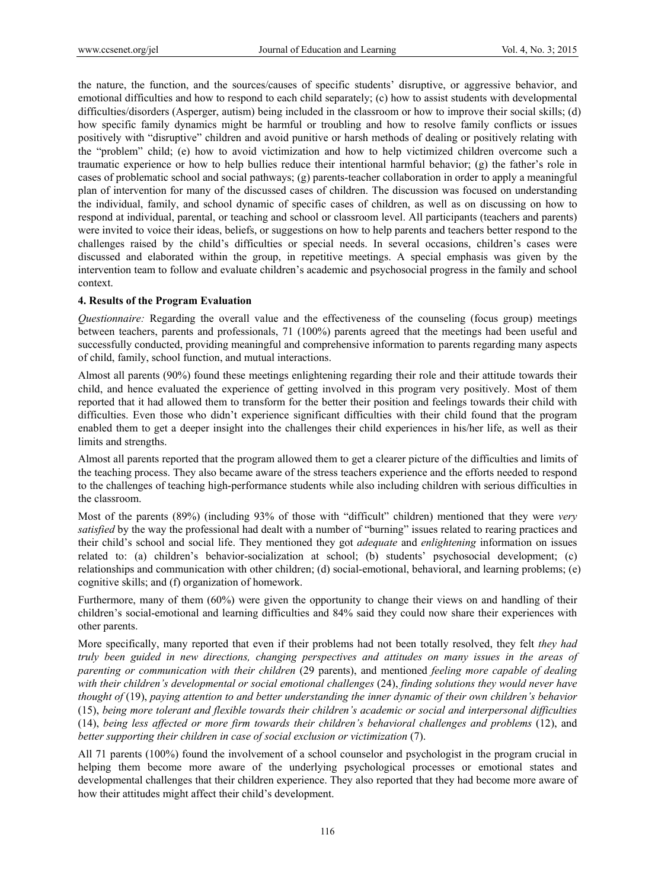the nature, the function, and the sources/causes of specific students' disruptive, or aggressive behavior, and emotional difficulties and how to respond to each child separately; (c) how to assist students with developmental difficulties/disorders (Asperger, autism) being included in the classroom or how to improve their social skills; (d) how specific family dynamics might be harmful or troubling and how to resolve family conflicts or issues positively with "disruptive" children and avoid punitive or harsh methods of dealing or positively relating with the "problem" child; (e) how to avoid victimization and how to help victimized children overcome such a traumatic experience or how to help bullies reduce their intentional harmful behavior; (g) the father's role in cases of problematic school and social pathways; (g) parents-teacher collaboration in order to apply a meaningful plan of intervention for many of the discussed cases of children. The discussion was focused on understanding the individual, family, and school dynamic of specific cases of children, as well as on discussing on how to respond at individual, parental, or teaching and school or classroom level. All participants (teachers and parents) were invited to voice their ideas, beliefs, or suggestions on how to help parents and teachers better respond to the challenges raised by the child's difficulties or special needs. In several occasions, children's cases were discussed and elaborated within the group, in repetitive meetings. A special emphasis was given by the intervention team to follow and evaluate children's academic and psychosocial progress in the family and school context.

**4. Results of the Program Evaluation**

*Questionnaire:* Regarding the overall value and the effectiveness of the counseling (focus group) meetings between teachers, parents and professionals, 71 (100%) parents agreed that the meetings had been useful and successfully conducted, providing meaningful and comprehensive information to parents regarding many aspects of child, family, school function, and mutual interactions.

Almost all parents (90%) found these meetings enlightening regarding their role and their attitude towards their child, and hence evaluated the experience of getting involved in this program very positively. Most of them reported that it had allowed them to transform for the better their position and feelings towards their child with difficulties. Even those who didn't experience significant difficulties with their child found that the program enabled them to get a deeper insight into the challenges their child experiences in his/her life, as well as their limits and strengths.

Almost all parents reported that the program allowed them to get a clearer picture of the difficulties and limits of the teaching process. They also became aware of the stress teachers experience and the efforts needed to respond to the challenges of teaching high-performance students while also including children with serious difficulties in the classroom.

Most of the parents (89%) (including 93% of those with "difficult" children) mentioned that they were *very satisfied* by the way the professional had dealt with a number of "burning" issues related to rearing practices and their child's school and social life. They mentioned they got *adequate* and *enlightening* information on issues related to: (a) children's behavior-socialization at school; (b) students' psychosocial development; (c) relationships and communication with other children; (d) social-emotional, behavioral, and learning problems; (e) cognitive skills; and (f) organization of homework.

Furthermore, many of them (60%) were given the opportunity to change their views on and handling of their children's social-emotional and learning difficulties and 84% said they could now share their experiences with other parents.

More specifically, many reported that even if their problems had not been totally resolved, they felt *they had truly been guided in new directions, changing perspectives and attitudes on many issues in the areas of parenting or communication with their children* (29 parents), and mentioned *feeling more capable of dealing with their children's developmental or social emotional challenges* (24), *finding solutions they would never have thought of* (19), *paying attention to and better understanding the inner dynamic of their own children's behavior* (15), *being more tolerant and flexible towards their children's academic or social and interpersonal difficulties* (14), *being less affected or more firm towards their children's behavioral challenges and problems* (12), and *better supporting their children in case of social exclusion or victimization* (7).

All 71 parents (100%) found the involvement of a school counselor and psychologist in the program crucial in helping them become more aware of the underlying psychological processes or emotional states and developmental challenges that their children experience. They also reported that they had become more aware of how their attitudes might affect their child's development.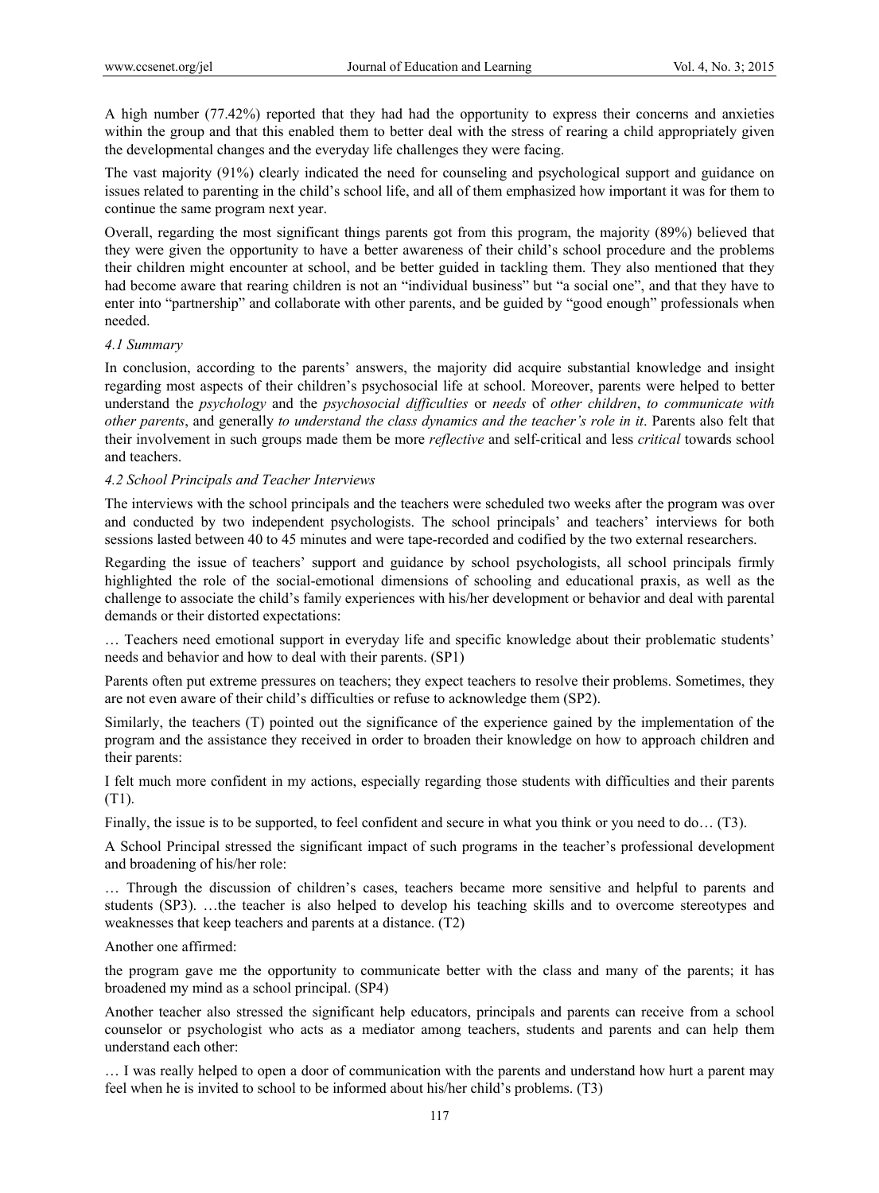A high number (77.42%) reported that they had had the opportunity to express their concerns and anxieties within the group and that this enabled them to better deal with the stress of rearing a child appropriately given the developmental changes and the everyday life challenges they were facing.

The vast majority (91%) clearly indicated the need for counseling and psychological support and guidance on issues related to parenting in the child's school life, and all of them emphasized how important it was for them to continue the same program next year.

Overall, regarding the most significant things parents got from this program, the majority (89%) believed that they were given the opportunity to have a better awareness of their child's school procedure and the problems their children might encounter at school, and be better guided in tackling them. They also mentioned that they had become aware that rearing children is not an "individual business" but "a social one", and that they have to enter into "partnership" and collaborate with other parents, and be guided by "good enough" professionals when needed.

### *4.1 Summary*

In conclusion, according to the parents' answers, the majority did acquire substantial knowledge and insight regarding most aspects of their children's psychosocial life at school. Moreover, parents were helped to better understand the *psychology* and the *psychosocial difficulties* or *needs* of *other children*, *to communicate with other parents*, and generally *to understand the class dynamics and the teacher's role in it*. Parents also felt that their involvement in such groups made them be more *reflective* and self-critical and less *critical* towards school and teachers.

### *4.2 School Principals and Teacher Interviews*

The interviews with the school principals and the teachers were scheduled two weeks after the program was over and conducted by two independent psychologists. The school principals' and teachers' interviews for both sessions lasted between 40 to 45 minutes and were tape-recorded and codified by the two external researchers.

Regarding the issue of teachers' support and guidance by school psychologists, all school principals firmly highlighted the role of the social-emotional dimensions of schooling and educational praxis, as well as the challenge to associate the child's family experiences with his/her development or behavior and deal with parental demands or their distorted expectations:

… Teachers need emotional support in everyday life and specific knowledge about their problematic students' needs and behavior and how to deal with their parents. (SP1)

Parents often put extreme pressures on teachers; they expect teachers to resolve their problems. Sometimes, they are not even aware of their child's difficulties or refuse to acknowledge them (SP2).

Similarly, the teachers (T) pointed out the significance of the experience gained by the implementation of the program and the assistance they received in order to broaden their knowledge on how to approach children and their parents:

I felt much more confident in my actions, especially regarding those students with difficulties and their parents (T1).

Finally, the issue is to be supported, to feel confident and secure in what you think or you need to do… (T3).

A School Principal stressed the significant impact of such programs in the teacher's professional development and broadening of his/her role:

… Through the discussion of children's cases, teachers became more sensitive and helpful to parents and students (SP3). …the teacher is also helped to develop his teaching skills and to overcome stereotypes and weaknesses that keep teachers and parents at a distance. (T2)

Another one affirmed:

the program gave me the opportunity to communicate better with the class and many of the parents; it has broadened my mind as a school principal. (SP4)

Another teacher also stressed the significant help educators, principals and parents can receive from a school counselor or psychologist who acts as a mediator among teachers, students and parents and can help them understand each other:

… I was really helped to open a door of communication with the parents and understand how hurt a parent may feel when he is invited to school to be informed about his/her child's problems. (T3)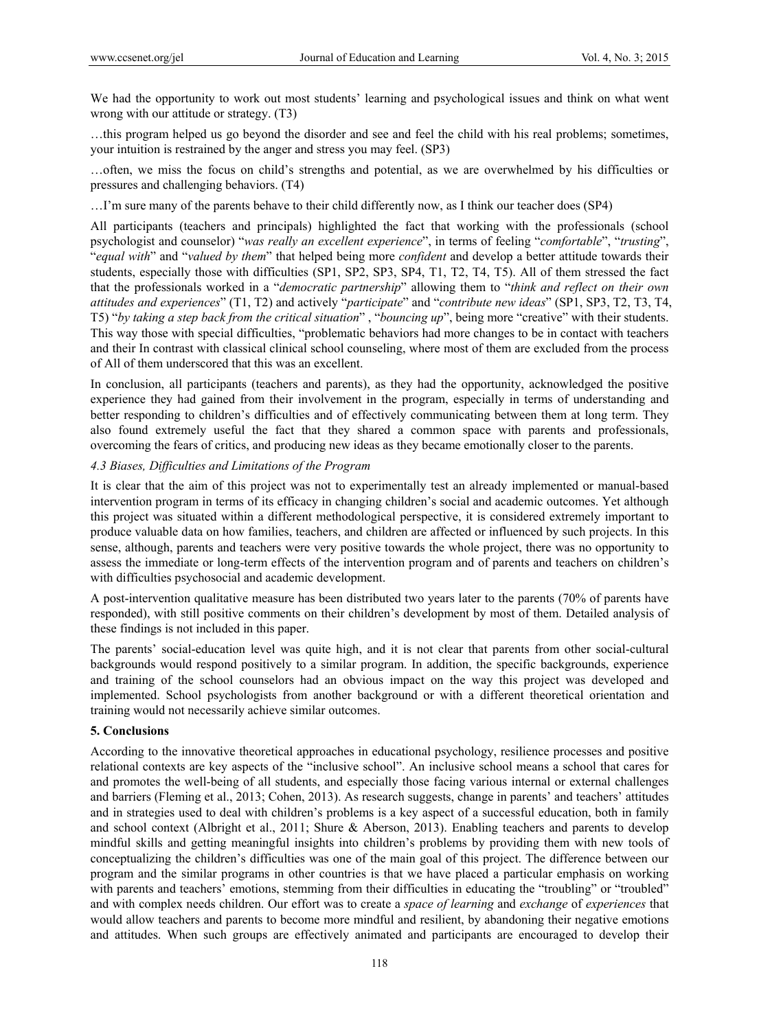We had the opportunity to work out most students' learning and psychological issues and think on what went wrong with our attitude or strategy. (T3)

…this program helped us go beyond the disorder and see and feel the child with his real problems; sometimes, your intuition is restrained by the anger and stress you may feel. (SP3)

…often, we miss the focus on child's strengths and potential, as we are overwhelmed by his difficulties or pressures and challenging behaviors. (T4)

…I'm sure many of the parents behave to their child differently now, as I think our teacher does (SP4)

All participants (teachers and principals) highlighted the fact that working with the professionals (school psychologist and counselor) "*was really an excellent experience*", in terms of feeling "*comfortable*", "*trusting*", "*equal with*" and "*valued by them*" that helped being more *confident* and develop a better attitude towards their students, especially those with difficulties (SP1, SP2, SP3, SP4, T1, T2, T4, T5). All of them stressed the fact that the professionals worked in a "*democratic partnership*" allowing them to "*think and reflect on their own attitudes and experiences*" (T1, T2) and actively "*participate*" and "*contribute new ideas*" (SP1, SP3, T2, T3, T4, T5) "*by taking a step back from the critical situation*" , "*bouncing up*", being more "creative" with their students. This way those with special difficulties, "problematic behaviors had more changes to be in contact with teachers and their In contrast with classical clinical school counseling, where most of them are excluded from the process of All of them underscored that this was an excellent.

In conclusion, all participants (teachers and parents), as they had the opportunity, acknowledged the positive experience they had gained from their involvement in the program, especially in terms of understanding and better responding to children's difficulties and of effectively communicating between them at long term. They also found extremely useful the fact that they shared a common space with parents and professionals, overcoming the fears of critics, and producing new ideas as they became emotionally closer to the parents.

### *4.3 Biases, Difficulties and Limitations of the Program*

It is clear that the aim of this project was not to experimentally test an already implemented or manual-based intervention program in terms of its efficacy in changing children's social and academic outcomes. Yet although this project was situated within a different methodological perspective, it is considered extremely important to produce valuable data on how families, teachers, and children are affected or influenced by such projects. In this sense, although, parents and teachers were very positive towards the whole project, there was no opportunity to assess the immediate or long-term effects of the intervention program and of parents and teachers on children's with difficulties psychosocial and academic development.

A post-intervention qualitative measure has been distributed two years later to the parents (70% of parents have responded), with still positive comments on their children's development by most of them. Detailed analysis of these findings is not included in this paper.

The parents' social-education level was quite high, and it is not clear that parents from other social-cultural backgrounds would respond positively to a similar program. In addition, the specific backgrounds, experience and training of the school counselors had an obvious impact on the way this project was developed and implemented. School psychologists from another background or with a different theoretical orientation and training would not necessarily achieve similar outcomes.

## **5. Conclusions**

According to the innovative theoretical approaches in educational psychology, resilience processes and positive relational contexts are key aspects of the "inclusive school". An inclusive school means a school that cares for and promotes the well-being of all students, and especially those facing various internal or external challenges and barriers (Fleming et al., 2013; Cohen, 2013). As research suggests, change in parents' and teachers' attitudes and in strategies used to deal with children's problems is a key aspect of a successful education, both in family and school context (Albright et al., 2011; Shure & Aberson, 2013). Enabling teachers and parents to develop mindful skills and getting meaningful insights into children's problems by providing them with new tools of conceptualizing the children's difficulties was one of the main goal of this project. The difference between our program and the similar programs in other countries is that we have placed a particular emphasis on working with parents and teachers' emotions, stemming from their difficulties in educating the "troubling" or "troubled" and with complex needs children. Our effort was to create a *space of learning* and *exchange* of *experiences* that would allow teachers and parents to become more mindful and resilient, by abandoning their negative emotions and attitudes. When such groups are effectively animated and participants are encouraged to develop their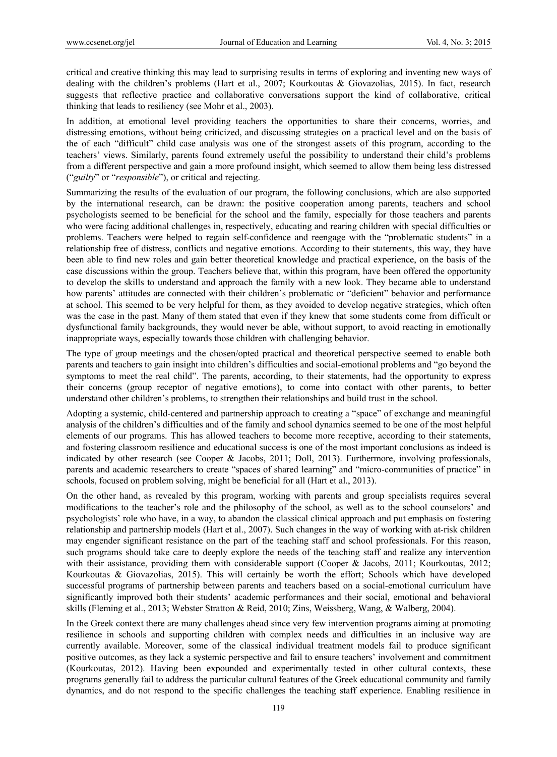critical and creative thinking this may lead to surprising results in terms of exploring and inventing new ways of dealing with the children's problems (Hart et al., 2007; Kourkoutas & Giovazolias, 2015). In fact, research suggests that reflective practice and collaborative conversations support the kind of collaborative, critical thinking that leads to resiliency (see Mohr et al., 2003).

In addition, at emotional level providing teachers the opportunities to share their concerns, worries, and distressing emotions, without being criticized, and discussing strategies on a practical level and on the basis of the of each "difficult" child case analysis was one of the strongest assets of this program, according to the teachers' views. Similarly, parents found extremely useful the possibility to understand their child's problems from a different perspective and gain a more profound insight, which seemed to allow them being less distressed ("*guilty*" or "*responsible*"), or critical and rejecting.

Summarizing the results of the evaluation of our program, the following conclusions, which are also supported by the international research, can be drawn: the positive cooperation among parents, teachers and school psychologists seemed to be beneficial for the school and the family, especially for those teachers and parents who were facing additional challenges in, respectively, educating and rearing children with special difficulties or problems. Teachers were helped to regain self-confidence and reengage with the "problematic students" in a relationship free of distress, conflicts and negative emotions. According to their statements, this way, they have been able to find new roles and gain better theoretical knowledge and practical experience, on the basis of the case discussions within the group. Teachers believe that, within this program, have been offered the opportunity to develop the skills to understand and approach the family with a new look. They became able to understand how parents' attitudes are connected with their children's problematic or "deficient" behavior and performance at school. This seemed to be very helpful for them, as they avoided to develop negative strategies, which often was the case in the past. Many of them stated that even if they knew that some students come from difficult or dysfunctional family backgrounds, they would never be able, without support, to avoid reacting in emotionally inappropriate ways, especially towards those children with challenging behavior.

The type of group meetings and the chosen/opted practical and theoretical perspective seemed to enable both parents and teachers to gain insight into children's difficulties and social-emotional problems and "go beyond the symptoms to meet the real child". The parents, according, to their statements, had the opportunity to express their concerns (group receptor of negative emotions), to come into contact with other parents, to better understand other children's problems, to strengthen their relationships and build trust in the school.

Adopting a systemic, child-centered and partnership approach to creating a "space" of exchange and meaningful analysis of the children's difficulties and of the family and school dynamics seemed to be one of the most helpful elements of our programs. This has allowed teachers to become more receptive, according to their statements, and fostering classroom resilience and educational success is one of the most important conclusions as indeed is indicated by other research (see Cooper & Jacobs, 2011; Doll, 2013). Furthermore, involving professionals, parents and academic researchers to create "spaces of shared learning" and "micro-communities of practice" in schools, focused on problem solving, might be beneficial for all (Hart et al., 2013).

On the other hand, as revealed by this program, working with parents and group specialists requires several modifications to the teacher's role and the philosophy of the school, as well as to the school counselors' and psychologists' role who have, in a way, to abandon the classical clinical approach and put emphasis on fostering relationship and partnership models (Hart et al., 2007). Such changes in the way of working with at-risk children may engender significant resistance on the part of the teaching staff and school professionals. For this reason, such programs should take care to deeply explore the needs of the teaching staff and realize any intervention with their assistance, providing them with considerable support (Cooper & Jacobs, 2011; Kourkoutas, 2012; Kourkoutas & Giovazolias, 2015). This will certainly be worth the effort; Schools which have developed successful programs of partnership between parents and teachers based on a social-emotional curriculum have significantly improved both their students' academic performances and their social, emotional and behavioral skills (Fleming et al., 2013; Webster Stratton & Reid, 2010; Zins, Weissberg, Wang, & Walberg, 2004).

In the Greek context there are many challenges ahead since very few intervention programs aiming at promoting resilience in schools and supporting children with complex needs and difficulties in an inclusive way are currently available. Moreover, some of the classical individual treatment models fail to produce significant positive outcomes, as they lack a systemic perspective and fail to ensure teachers' involvement and commitment (Kourkoutas, 2012). Having been expounded and experimentally tested in other cultural contexts, these programs generally fail to address the particular cultural features of the Greek educational community and family dynamics, and do not respond to the specific challenges the teaching staff experience. Enabling resilience in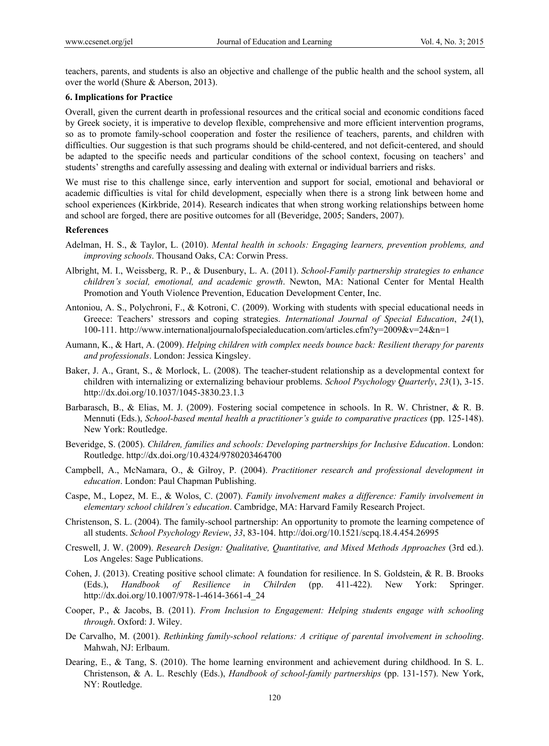teachers, parents, and students is also an objective and challenge of the public health and the school system, all over the world (Shure & Aberson, 2013).

**6. Implications for Practice**

Overall, given the current dearth in professional resources and the critical social and economic conditions faced by Greek society, it is imperative to develop flexible, comprehensive and more efficient intervention programs, so as to promote family-school cooperation and foster the resilience of teachers, parents, and children with difficulties. Our suggestion is that such programs should be child-centered, and not deficit-centered, and should be adapted to the specific needs and particular conditions of the school context, focusing on teachers' and students' strengths and carefully assessing and dealing with external or individual barriers and risks.

We must rise to this challenge since, early intervention and support for social, emotional and behavioral or academic difficulties is vital for child development, especially when there is a strong link between home and school experiences (Kirkbride, 2014). Research indicates that when strong working relationships between home and school are forged, there are positive outcomes for all (Beveridge, 2005; Sanders, 2007).

**References**

Adelman, H. S., & Taylor, L. (2010). *Mental health in schools: Engaging learners, prevention problems, and improving schools*. Thousand Oaks, CA: Corwin Press.

Albright, M. I., Weissberg, R. P., & Dusenbury, L. A. (2011). *School-Family partnership strategies to enhance children's social, emotional, and academic growth*. Newton, MA: National Center for Mental Health Promotion and Youth Violence Prevention, Education Development Center, Inc.

Antoniou, A. S., Polychroni, F., & Kotroni, C. (2009). Working with students with special educational needs in Greece: Teachers' stressors and coping strategies. *International Journal of Special Education*, *24*(1), 100-111. http://www.internationaljournalofspecialeducation.com/articles.cfm?y=2009&v=24&n=1

Aumann, K., & Hart, A. (2009). *Helping children with complex needs bounce back: Resilient therapy for parents and professionals*. London: Jessica Kingsley.

Baker, J. A., Grant, S., & Morlock, L. (2008). The teacher-student relationship as a developmental context for children with internalizing or externalizing behaviour problems. *School Psychology Quarterly*, *23*(1), 3-15. http://dx.doi.org/10.1037/1045-3830.23.1.3

Barbarasch, B., & Elias, M. J. (2009). Fostering social competence in schools. In R. W. Christner, & R. B. Mennuti (Eds.), *School-based mental health a practitioner's guide to comparative practices* (pp. 125-148). New York: Routledge.

Beveridge, S. (2005). *Children, families and schools: Developing partnerships for Inclusive Education*. London: Routledge. http://dx.doi.org/10.4324/9780203464700

Campbell, A., McNamara, O., & Gilroy, P. (2004). *Practitioner research and professional development in education*. London: Paul Chapman Publishing.

Caspe, M., Lopez, M. E., & Wolos, C. (2007). *Family involvement makes a difference: Family involvement in elementary school children's education*. Cambridge, MA: Harvard Family Research Project.

Christenson, S. L. (2004). The family-school partnership: An opportunity to promote the learning competence of all students. *School Psychology Review*, *33*, 83-104. http://doi.org/10.1521/scpq.18.4.454.26995

Creswell, J. W. (2009). *Research Design: Qualitative, Quantitative, and Mixed Methods Approaches* (3rd ed.). Los Angeles: Sage Publications.

Cohen, J. (2013). Creating positive school climate: A foundation for resilience. In S. Goldstein, & R. B. Brooks (Eds.), *Handbook of Resilience in Chilrden* (pp. 411-422). New York: Springer. http://dx.doi.org/10.1007/978-1-4614-3661-4_24

Cooper, P., & Jacobs, B. (2011). *From Inclusion to Engagement: Helping students engage with schooling through*. Oxford: J. Wiley.

De Carvalho, M. (2001). *Rethinking family-school relations: A critique of parental involvement in schooling*. Mahwah, NJ: Erlbaum.

Dearing, E., & Tang, S. (2010). The home learning environment and achievement during childhood. In S. L. Christenson, & A. L. Reschly (Eds.), *Handbook of school-family partnerships* (pp. 131-157). New York, NY: Routledge.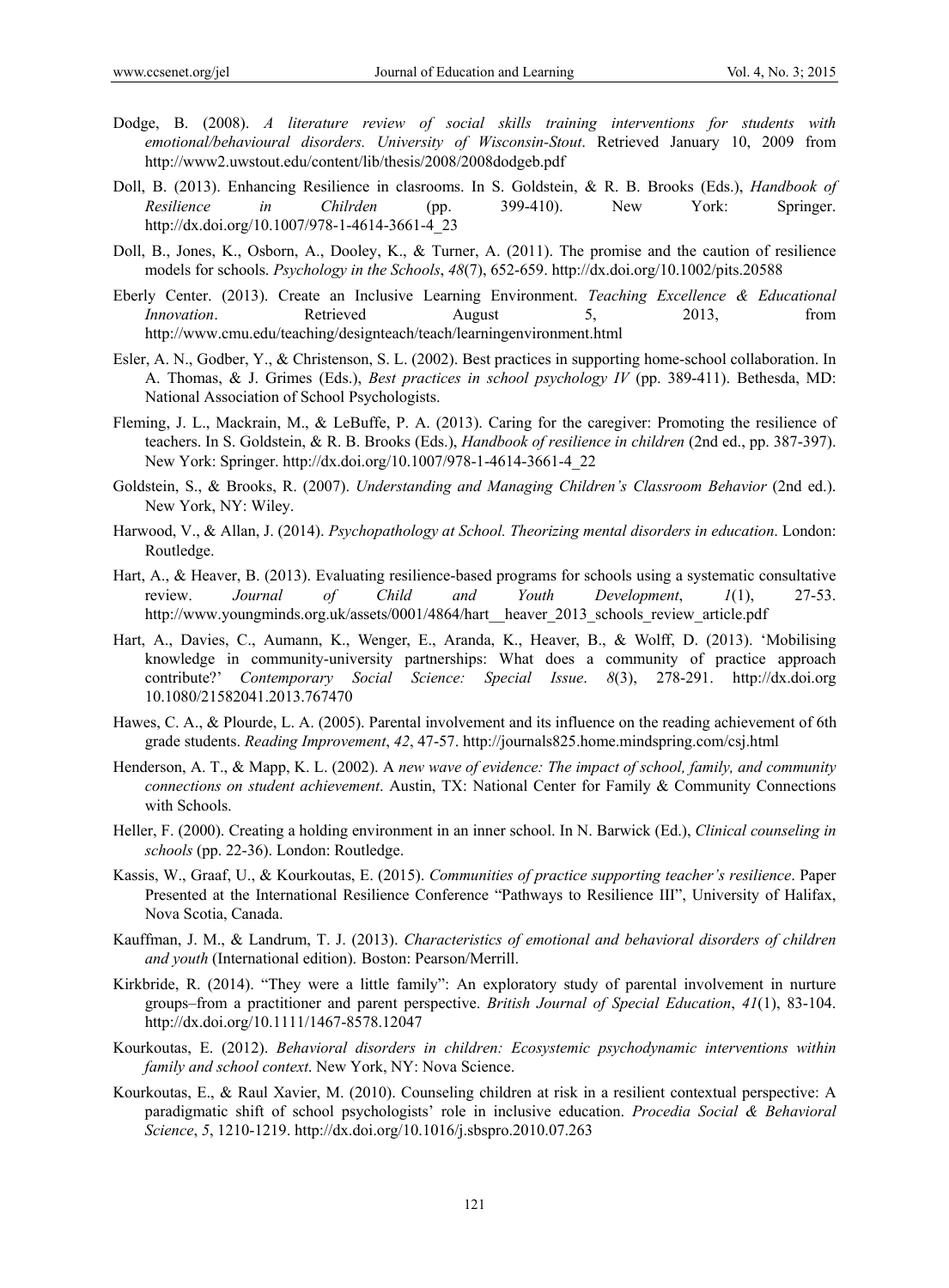Dodge, B. (2008). *A literature review of social skills training interventions for students with emotional/behavioural disorders. University of Wisconsin-Stout*. Retrieved January 10, 2009 from http://www2.uwstout.edu/content/lib/thesis/2008/2008dodgeb.pdf

Doll, B. (2013). Enhancing Resilience in clasrooms. In S. Goldstein, & R. B. Brooks (Eds.), *Handbook of Resilience in Chilrden* (pp. 399-410). New York: Springer. http://dx.doi.org/10.1007/978-1-4614-3661-4_23

Doll, B., Jones, K., Osborn, A., Dooley, K., & Turner, A. (2011). The promise and the caution of resilience models for schools. *Psychology in the Schools*, *48*(7), 652-659. http://dx.doi.org/10.1002/pits.20588

Eberly Center. (2013). Create an Inclusive Learning Environment. *Teaching Excellence & Educational Innovation*. Retrieved August 5, 2013, from http://www.cmu.edu/teaching/designteach/teach/learningenvironment.html

Esler, A. N., Godber, Y., & Christenson, S. L. (2002). Best practices in supporting home-school collaboration. In A. Thomas, & J. Grimes (Eds.), *Best practices in school psychology IV* (pp. 389-411). Bethesda, MD: National Association of School Psychologists.

Fleming, J. L., Mackrain, M., & LeBuffe, P. A. (2013). Caring for the caregiver: Promoting the resilience of teachers. In S. Goldstein, & R. B. Brooks (Eds.), *Handbook of resilience in children* (2nd ed., pp. 387-397). New York: Springer. http://dx.doi.org/10.1007/978-1-4614-3661-4_22

Goldstein, S., & Brooks, R. (2007). *Understanding and Managing Children's Classroom Behavior* (2nd ed.). New York, NY: Wiley.

Harwood, V., & Allan, J. (2014). *Psychopathology at School. Theorizing mental disorders in education*. London: Routledge.

Hart, A., & Heaver, B. (2013). Evaluating resilience-based programs for schools using a systematic consultative review. *Journal of Child and Youth Development*, *1*(1), 27-53. http://www.youngminds.org.uk/assets/0001/4864/hart__heaver_2013_schools_review_article.pdf

Hart, A., Davies, C., Aumann, K., Wenger, E., Aranda, K., Heaver, B., & Wolff, D. (2013). 'Mobilising knowledge in community-university partnerships: What does a community of practice approach contribute?' *Contemporary Social Science: Special Issue*. *8*(3), 278-291. http://dx.doi.org 10.1080/21582041.2013.767470

Hawes, C. A., & Plourde, L. A. (2005). Parental involvement and its influence on the reading achievement of 6th grade students. *Reading Improvement*, *42*, 47-57. http://journals825.home.mindspring.com/csj.html

Henderson, A. T., & Mapp, K. L. (2002). A *new wave of evidence: The impact of school, family, and community connections on student achievement*. Austin, TX: National Center for Family & Community Connections with Schools.

Heller, F. (2000). Creating a holding environment in an inner school. In N. Barwick (Ed.), *Clinical counseling in schools* (pp. 22-36). London: Routledge.

Kassis, W., Graaf, U., & Kourkoutas, E. (2015). *Communities of practice supporting teacher's resilience*. Paper Presented at the International Resilience Conference "Pathways to Resilience III", University of Halifax, Nova Scotia, Canada.

Kauffman, J. M., & Landrum, T. J. (2013). *Characteristics of emotional and behavioral disorders of children and youth* (International edition). Boston: Pearson/Merrill.

Kirkbride, R. (2014). "They were a little family": An exploratory study of parental involvement in nurture groups–from a practitioner and parent perspective. *British Journal of Special Education*, *41*(1), 83-104. http://dx.doi.org/10.1111/1467-8578.12047

Kourkoutas, E. (2012). *Behavioral disorders in children: Ecosystemic psychodynamic interventions within family and school context*. New York, NY: Nova Science.

Kourkoutas, E., & Raul Xavier, M. (2010). Counseling children at risk in a resilient contextual perspective: A paradigmatic shift of school psychologists' role in inclusive education. *Procedia Social & Behavioral Science*, *5*, 1210-1219. http://dx.doi.org/10.1016/j.sbspro.2010.07.263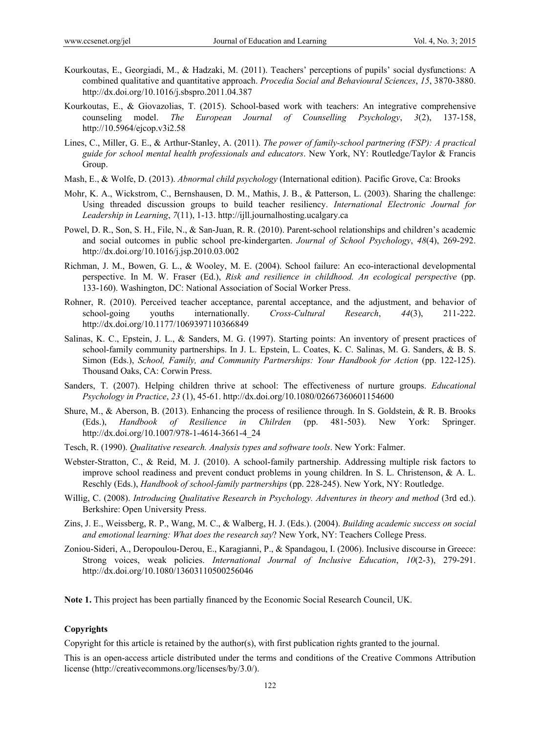Kourkoutas, E., Georgiadi, M., & Hadzaki, M. (2011). Teachers' perceptions of pupils' social dysfunctions: A combined qualitative and quantitative approach. *Procedia Social and Behavioural Sciences*, *15*, 3870-3880. http://dx.doi.org/10.1016/j.sbspro.2011.04.387

Kourkoutas, E., & Giovazolias, T. (2015). School-based work with teachers: An integrative comprehensive counseling model. *The European Journal of Counselling Psychology*, *3*(2), 137-158, http://10.5964/ejcop.v3i2.58

Lines, C., Miller, G. E., & Arthur-Stanley, A. (2011). *The power of family-school partnering (FSP): A practical guide for school mental health professionals and educators*. New York, NY: Routledge/Taylor & Francis Group.

Mash, E., & Wolfe, D. (2013). *Abnormal child psychology* (International edition). Pacific Grove, Ca: Brooks

Mohr, K. A., Wickstrom, C., Bernshausen, D. M., Mathis, J. B., & Patterson, L. (2003). Sharing the challenge: Using threaded discussion groups to build teacher resiliency. *International Electronic Journal for Leadership in Learning*, *7*(11), 1-13. http://ijll.journalhosting.ucalgary.ca

Powel, D. R., Son, S. H., File, N., & San-Juan, R. R. (2010). Parent-school relationships and children's academic and social outcomes in public school pre-kindergarten. *Journal of School Psychology*, *48*(4), 269-292. http://dx.doi.org/10.1016/j.jsp.2010.03.002

Richman, J. M., Bowen, G. L., & Wooley, M. E. (2004). School failure: An eco-interactional developmental perspective. In M. W. Fraser (Ed.), *Risk and resilience in childhood. An ecological perspective* (pp. 133-160). Washington, DC: National Association of Social Worker Press.

Rohner, R. (2010). Perceived teacher acceptance, parental acceptance, and the adjustment, and behavior of school-going youths internationally. *Cross-Cultural Research*, *44*(3), 211-222. http://dx.doi.org/10.1177/1069397110366849

Salinas, K. C., Epstein, J. L., & Sanders, M. G. (1997). Starting points: An inventory of present practices of school-family community partnerships. In J. L. Epstein, L. Coates, K. C. Salinas, M. G. Sanders, & B. S. Simon (Eds.), *School, Family, and Community Partnerships: Your Handbook for Action* (pp. 122-125). Thousand Oaks, CA: Corwin Press.

Sanders, T. (2007). Helping children thrive at school: The effectiveness of nurture groups. *Educational Psychology in Practice*, *23* (1), 45-61. http://dx.doi.org/10.1080/02667360601154600

Shure, M., & Aberson, B. (2013). Enhancing the process of resilience through. In S. Goldstein, & R. B. Brooks (Eds.), *Handbook of Resilience in Chilrden* (pp. 481-503). New York: Springer. http://dx.doi.org/10.1007/978-1-4614-3661-4_24

Tesch, R. (1990). *Qualitative research. Analysis types and software tools*. New York: Falmer.

Webster-Stratton, C., & Reid, M. J. (2010). A school-family partnership. Addressing multiple risk factors to improve school readiness and prevent conduct problems in young children. In S. L. Christenson, & A. L. Reschly (Eds.), *Handbook of school-family partnerships* (pp. 228-245). New York, NY: Routledge.

Willig, C. (2008). *Introducing Qualitative Research in Psychology. Adventures in theory and method* (3rd ed.). Berkshire: Open University Press.

Zins, J. E., Weissberg, R. P., Wang, M. C., & Walberg, H. J. (Eds.). (2004). *Building academic success on social and emotional learning: What does the research say*? New York, NY: Teachers College Press.

Zoniou-Sideri, A., Deropoulou-Derou, E., Karagianni, P., & Spandagou, I. (2006). Inclusive discourse in Greece: Strong voices, weak policies. *International Journal of Inclusive Education*, *10*(2-3), 279-291. http://dx.doi.org/10.1080/13603110500256046

**Note 1.** This project has been partially financed by the Economic Social Research Council, UK.

### Copyrights

Copyright for this article is retained by the author(s), with first publication rights granted to the journal.

This is an open-access article distributed under the terms and conditions of the Creative Commons Attribution license (http://creativecommons.org/licenses/by/3.0/).